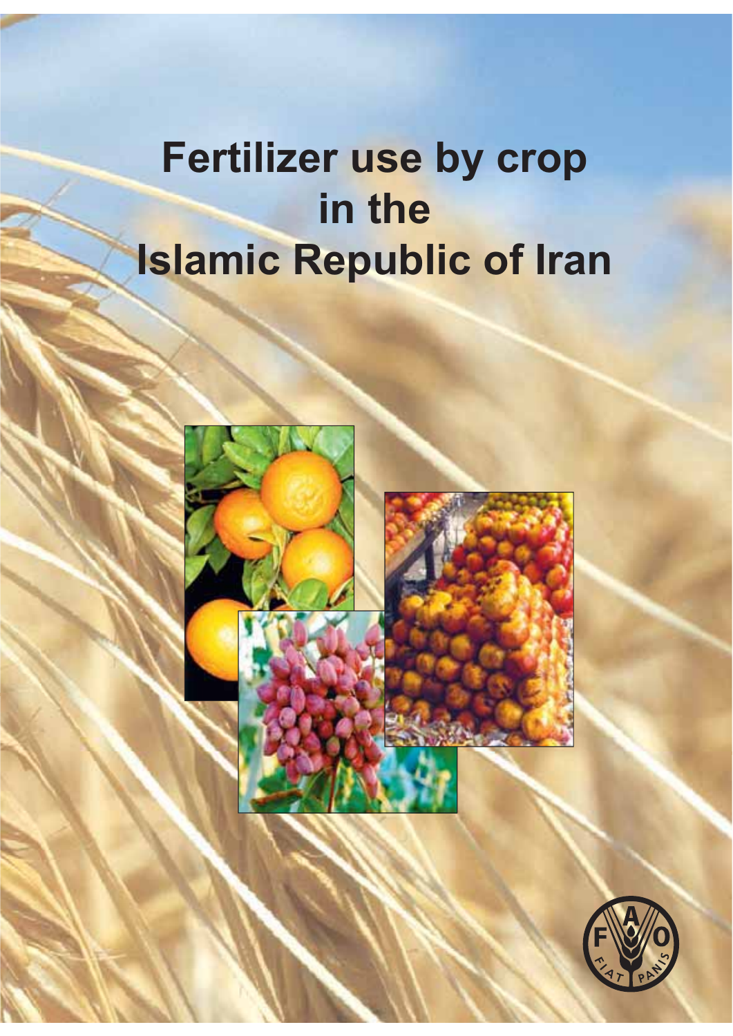# Fertilizer use by crop in the Islamic Republic of Iran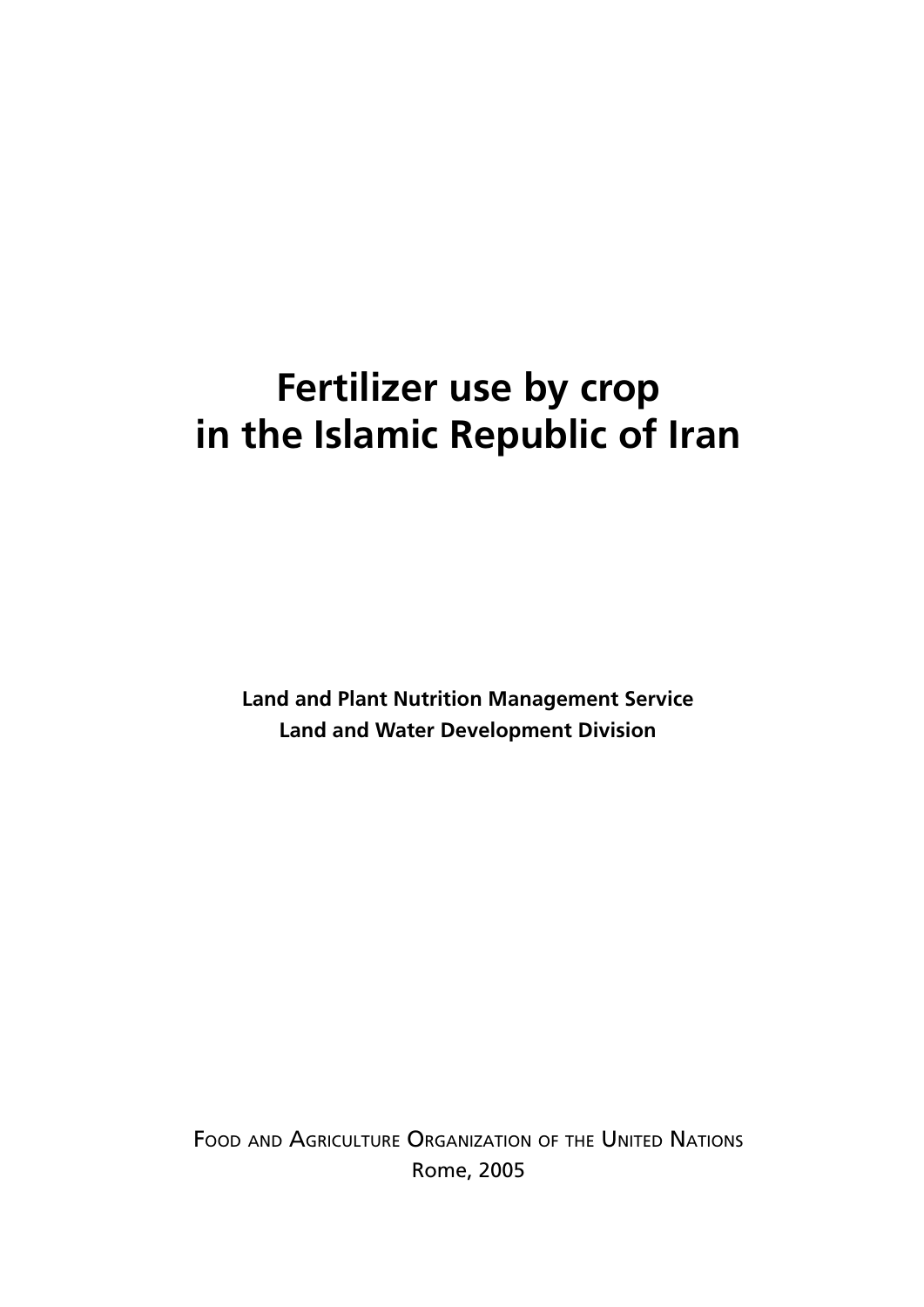# Fertilizer use by crop in the Islamic Republic of Iran

**Land and Plant Nutrition Management Service**
**Land and Water Development Division**

FOOD AND AGRICULTURE ORGANIZATION OF THE UNITED NATIONS
Rome, 2005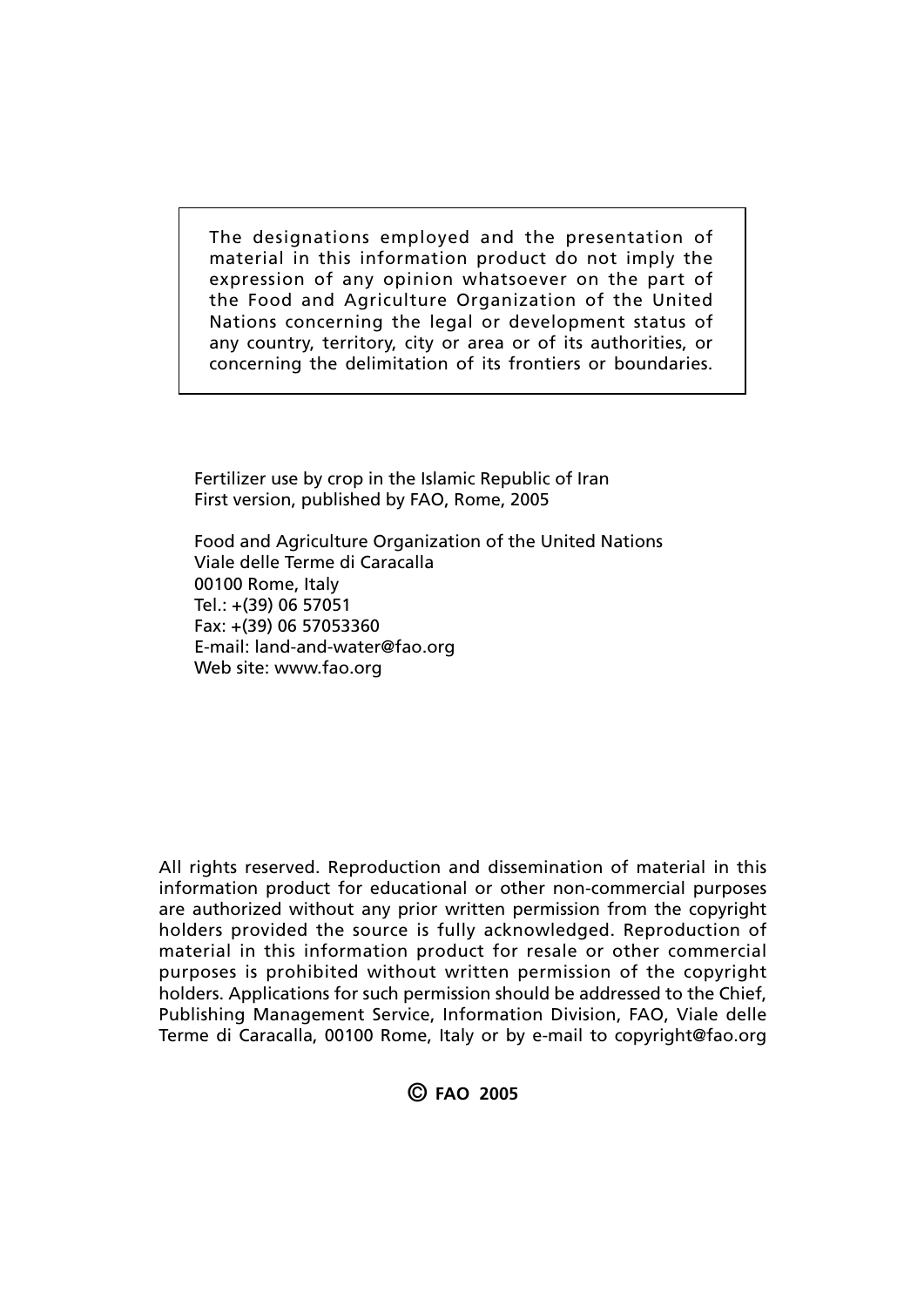The designations employed and the presentation of material in this information product do not imply the expression of any opinion whatsoever on the part of the Food and Agriculture Organization of the United Nations concerning the legal or development status of any country, territory, city or area or of its authorities, or concerning the delimitation of its frontiers or boundaries.

Fertilizer use by crop in the Islamic Republic of Iran
First version, published by FAO, Rome, 2005

Food and Agriculture Organization of the United Nations
Viale delle Terme di Caracalla
00100 Rome, Italy
Tel.: +(39) 06 57051
Fax: +(39) 06 57053360
E-mail: land-and-water@fao.org
Web site: www.fao.org

All rights reserved. Reproduction and dissemination of material in this information product for educational or other non-commercial purposes are authorized without any prior written permission from the copyright holders provided the source is fully acknowledged. Reproduction of material in this information product for resale or other commercial purposes is prohibited without written permission of the copyright holders. Applications for such permission should be addressed to the Chief, Publishing Management Service, Information Division, FAO, Viale delle Terme di Caracalla, 00100 Rome, Italy or by e-mail to copyright@fao.org

**© FAO 2005**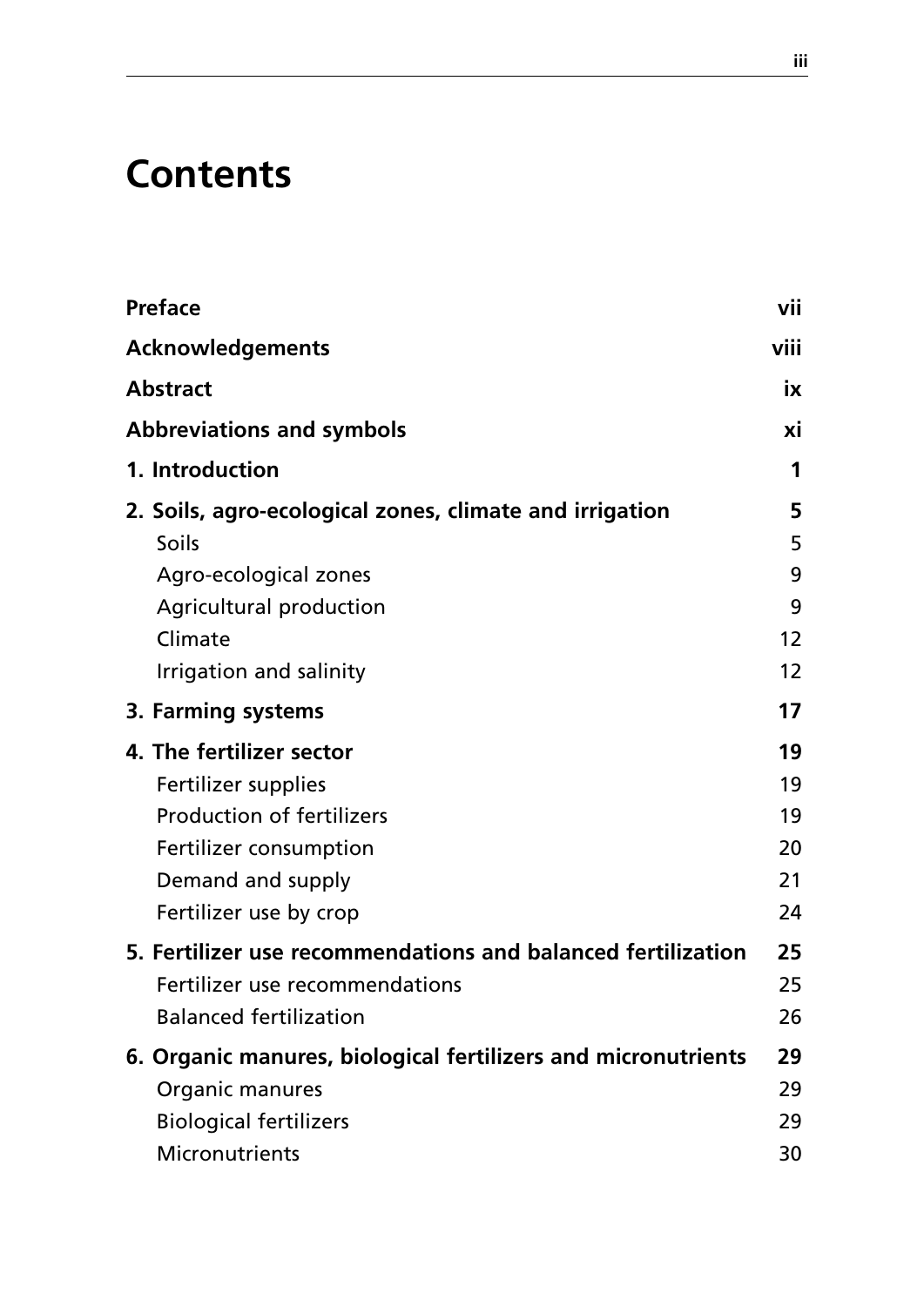# Contents

| | |
|---|---|
| **Preface** | **vii** |
| **Acknowledgements** | **viii** |
| **Abstract** | **ix** |
| **Abbreviations and symbols** | **xi** |
| **1. Introduction** | **1** |
| **2. Soils, agro-ecological zones, climate and irrigation** | **5** |
| Soils | 5 |
| Agro-ecological zones | 9 |
| Agricultural production | 9 |
| Climate | 12 |
| Irrigation and salinity | 12 |
| **3. Farming systems** | **17** |
| **4. The fertilizer sector** | **19** |
| Fertilizer supplies | 19 |
| Production of fertilizers | 19 |
| Fertilizer consumption | 20 |
| Demand and supply | 21 |
| Fertilizer use by crop | 24 |
| **5. Fertilizer use recommendations and balanced fertilization** | **25** |
| Fertilizer use recommendations | 25 |
| Balanced fertilization | 26 |
| **6. Organic manures, biological fertilizers and micronutrients** | **29** |
| Organic manures | 29 |
| Biological fertilizers | 29 |
| Micronutrients | 30 |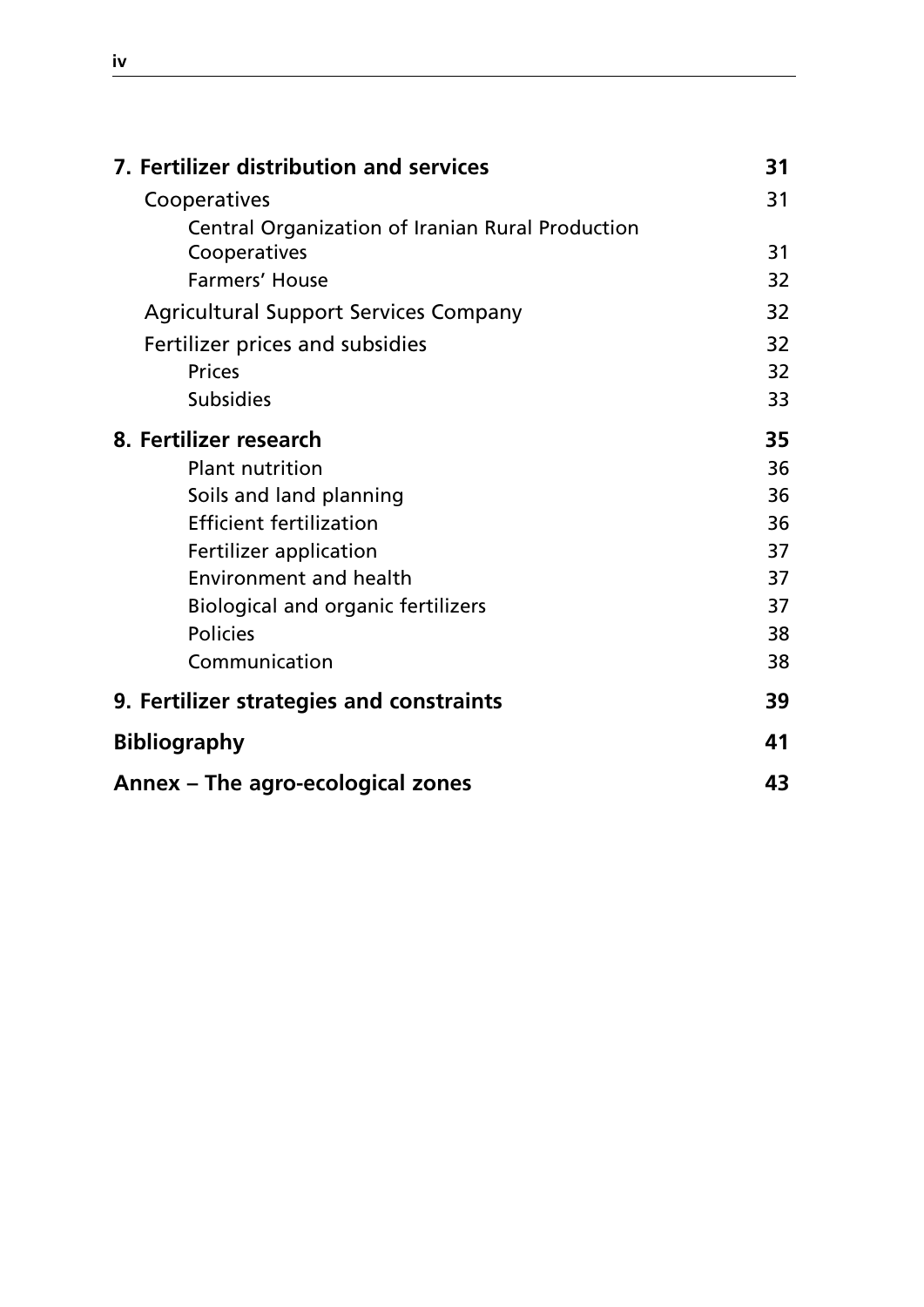| | |
|---|---|
| **7. Fertilizer distribution and services** | **31** |
| Cooperatives | 31 |
| Central Organization of Iranian Rural Production Cooperatives | 31 |
| Farmers' House | 32 |
| Agricultural Support Services Company | 32 |
| Fertilizer prices and subsidies | 32 |
| Prices | 32 |
| Subsidies | 33 |
| **8. Fertilizer research** | **35** |
| Plant nutrition | 36 |
| Soils and land planning | 36 |
| Efficient fertilization | 36 |
| Fertilizer application | 37 |
| Environment and health | 37 |
| Biological and organic fertilizers | 37 |
| Policies | 38 |
| Communication | 38 |
| **9. Fertilizer strategies and constraints** | **39** |
| **Bibliography** | **41** |
| **Annex – The agro-ecological zones** | **43** |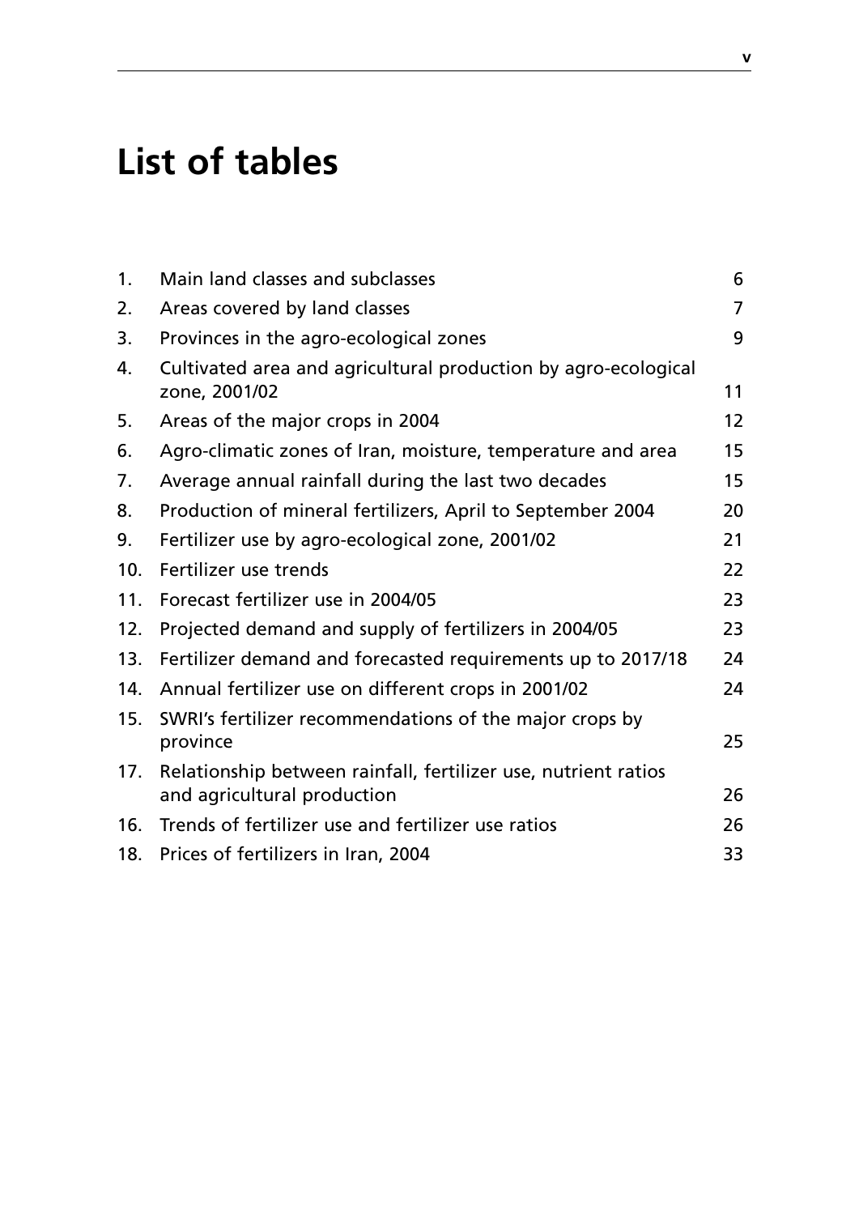# List of tables

| | | |
|---|---|---|
| 1. | Main land classes and subclasses | 6 |
| 2. | Areas covered by land classes | 7 |
| 3. | Provinces in the agro-ecological zones | 9 |
| 4. | Cultivated area and agricultural production by agro-ecological zone, 2001/02 | 11 |
| 5. | Areas of the major crops in 2004 | 12 |
| 6. | Agro-climatic zones of Iran, moisture, temperature and area | 15 |
| 7. | Average annual rainfall during the last two decades | 15 |
| 8. | Production of mineral fertilizers, April to September 2004 | 20 |
| 9. | Fertilizer use by agro-ecological zone, 2001/02 | 21 |
| 10. | Fertilizer use trends | 22 |
| 11. | Forecast fertilizer use in 2004/05 | 23 |
| 12. | Projected demand and supply of fertilizers in 2004/05 | 23 |
| 13. | Fertilizer demand and forecasted requirements up to 2017/18 | 24 |
| 14. | Annual fertilizer use on different crops in 2001/02 | 24 |
| 15. | SWRI's fertilizer recommendations of the major crops by province | 25 |
| 17. | Relationship between rainfall, fertilizer use, nutrient ratios and agricultural production | 26 |
| 16. | Trends of fertilizer use and fertilizer use ratios | 26 |
| 18. | Prices of fertilizers in Iran, 2004 | 33 |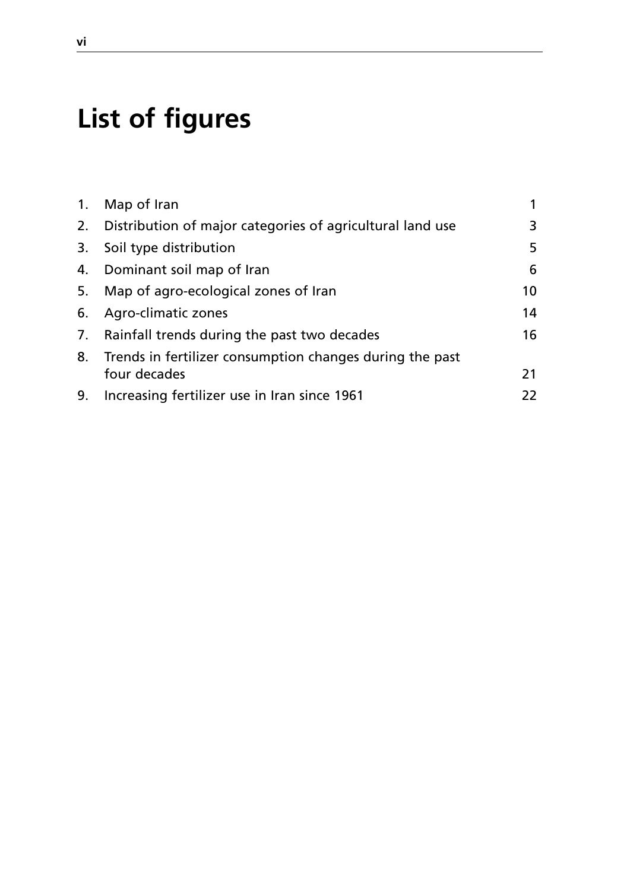# List of figures

| | | |
|---|---|---|
| 1. | Map of Iran | 1 |
| 2. | Distribution of major categories of agricultural land use | 3 |
| 3. | Soil type distribution | 5 |
| 4. | Dominant soil map of Iran | 6 |
| 5. | Map of agro-ecological zones of Iran | 10 |
| 6. | Agro-climatic zones | 14 |
| 7. | Rainfall trends during the past two decades | 16 |
| 8. | Trends in fertilizer consumption changes during the past four decades | 21 |
| 9. | Increasing fertilizer use in Iran since 1961 | 22 |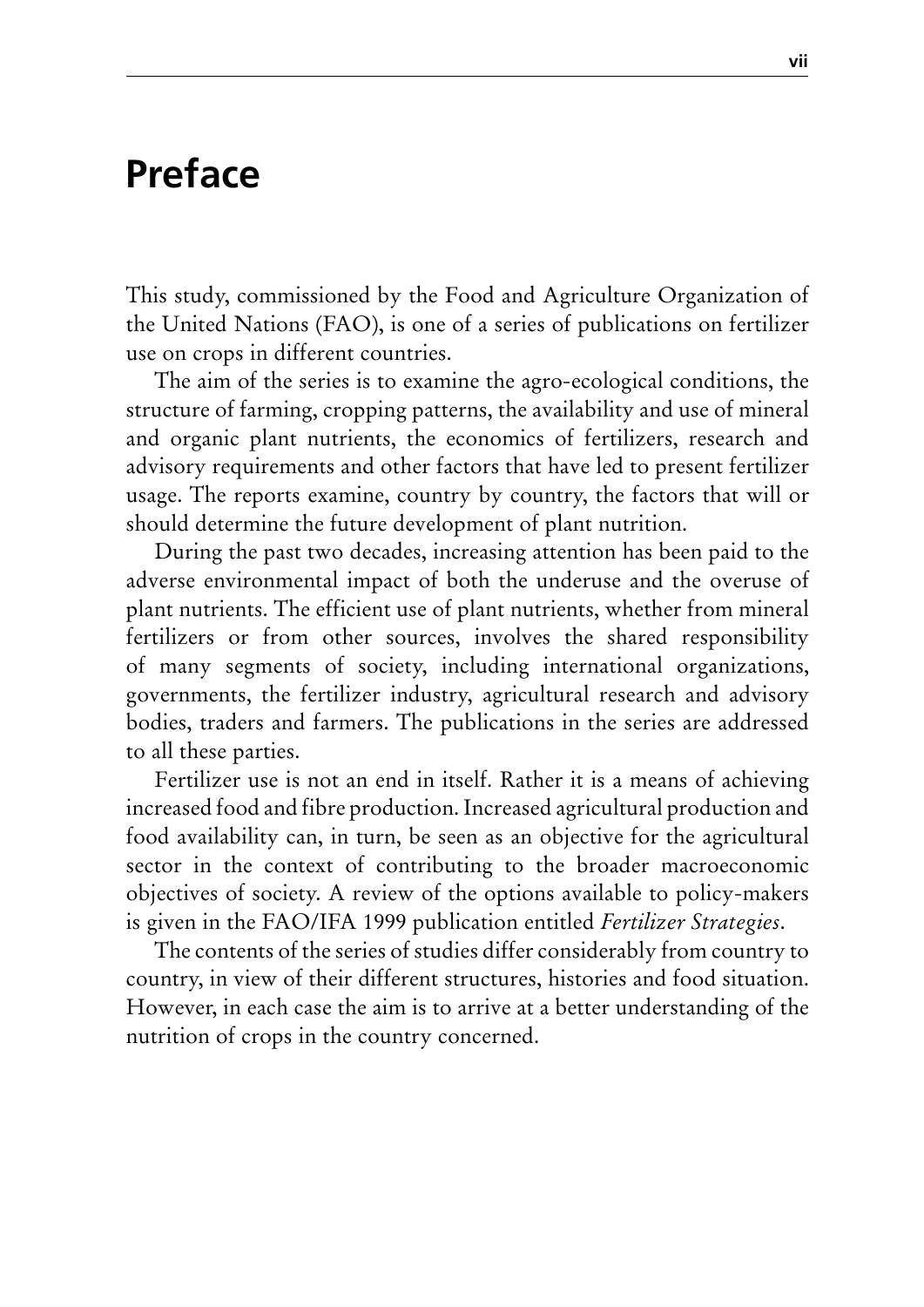# Preface

This study, commissioned by the Food and Agriculture Organization of the United Nations (FAO), is one of a series of publications on fertilizer use on crops in different countries.

The aim of the series is to examine the agro-ecological conditions, the structure of farming, cropping patterns, the availability and use of mineral and organic plant nutrients, the economics of fertilizers, research and advisory requirements and other factors that have led to present fertilizer usage. The reports examine, country by country, the factors that will or should determine the future development of plant nutrition.

During the past two decades, increasing attention has been paid to the adverse environmental impact of both the underuse and the overuse of plant nutrients. The efficient use of plant nutrients, whether from mineral fertilizers or from other sources, involves the shared responsibility of many segments of society, including international organizations, governments, the fertilizer industry, agricultural research and advisory bodies, traders and farmers. The publications in the series are addressed to all these parties.

Fertilizer use is not an end in itself. Rather it is a means of achieving increased food and fibre production. Increased agricultural production and food availability can, in turn, be seen as an objective for the agricultural sector in the context of contributing to the broader macroeconomic objectives of society. A review of the options available to policy-makers is given in the FAO/IFA 1999 publication entitled *Fertilizer Strategies*.

The contents of the series of studies differ considerably from country to country, in view of their different structures, histories and food situation. However, in each case the aim is to arrive at a better understanding of the nutrition of crops in the country concerned.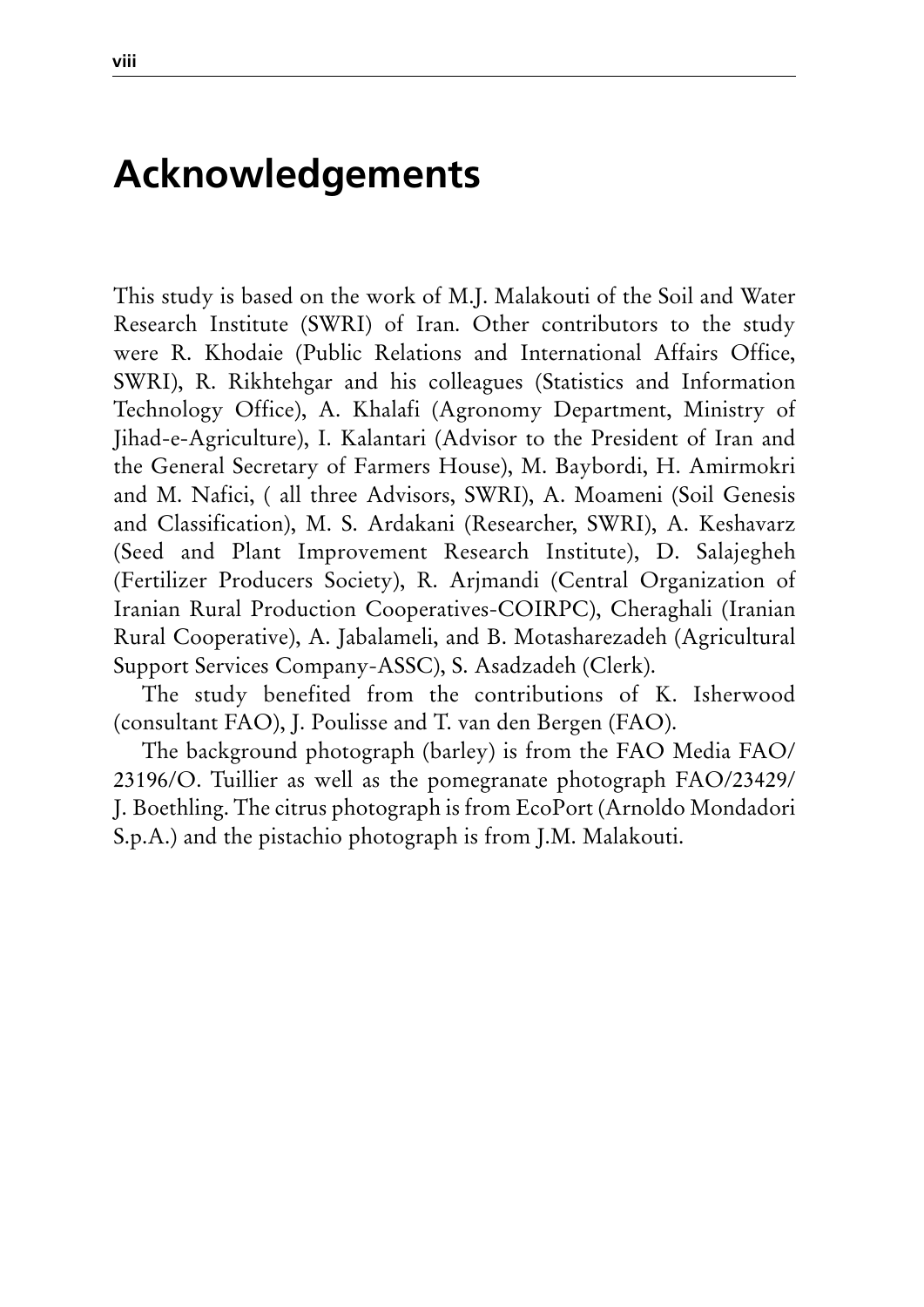# Acknowledgements

This study is based on the work of M.J. Malakouti of the Soil and Water Research Institute (SWRI) of Iran. Other contributors to the study were R. Khodaie (Public Relations and International Affairs Office, SWRI), R. Rikhtehgar and his colleagues (Statistics and Information Technology Office), A. Khalafi (Agronomy Department, Ministry of Jihad-e-Agriculture), I. Kalantari (Advisor to the President of Iran and the General Secretary of Farmers House), M. Baybordi, H. Amirmokri and M. Nafici, ( all three Advisors, SWRI), A. Moameni (Soil Genesis and Classification), M. S. Ardakani (Researcher, SWRI), A. Keshavarz (Seed and Plant Improvement Research Institute), D. Salajegheh (Fertilizer Producers Society), R. Arjmandi (Central Organization of Iranian Rural Production Cooperatives-COIRPC), Cheraghali (Iranian Rural Cooperative), A. Jabalameli, and B. Motasharezadeh (Agricultural Support Services Company-ASSC), S. Asadzadeh (Clerk).

The study benefited from the contributions of K. Isherwood (consultant FAO), J. Poulisse and T. van den Bergen (FAO).

The background photograph (barley) is from the FAO Media FAO/23196/O. Tuillier as well as the pomegranate photograph FAO/23429/J. Boethling. The citrus photograph is from EcoPort (Arnoldo Mondadori S.p.A.) and the pistachio photograph is from J.M. Malakouti.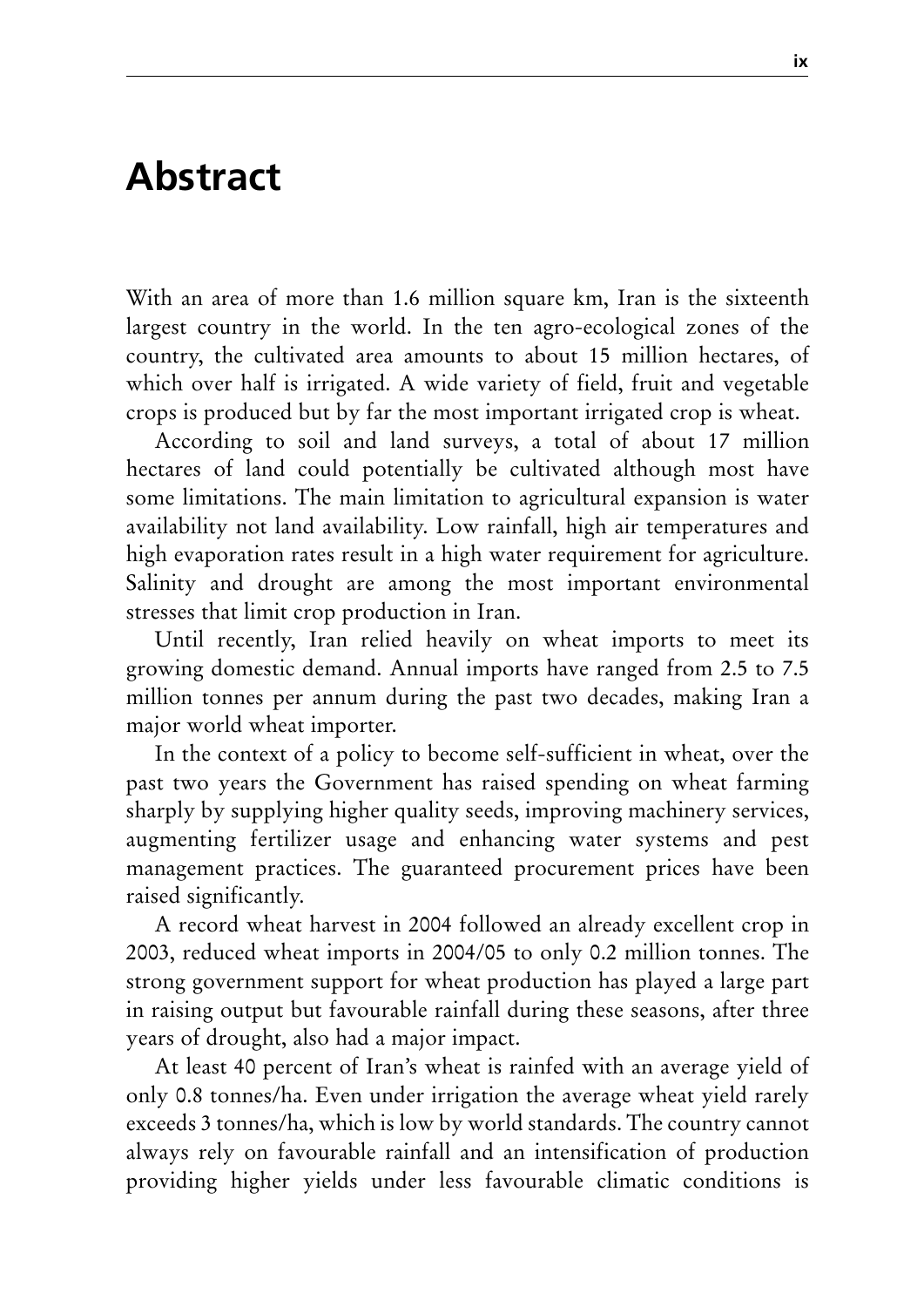# Abstract

With an area of more than 1.6 million square km, Iran is the sixteenth largest country in the world. In the ten agro-ecological zones of the country, the cultivated area amounts to about 15 million hectares, of which over half is irrigated. A wide variety of field, fruit and vegetable crops is produced but by far the most important irrigated crop is wheat.

According to soil and land surveys, a total of about 17 million hectares of land could potentially be cultivated although most have some limitations. The main limitation to agricultural expansion is water availability not land availability. Low rainfall, high air temperatures and high evaporation rates result in a high water requirement for agriculture. Salinity and drought are among the most important environmental stresses that limit crop production in Iran.

Until recently, Iran relied heavily on wheat imports to meet its growing domestic demand. Annual imports have ranged from 2.5 to 7.5 million tonnes per annum during the past two decades, making Iran a major world wheat importer.

In the context of a policy to become self-sufficient in wheat, over the past two years the Government has raised spending on wheat farming sharply by supplying higher quality seeds, improving machinery services, augmenting fertilizer usage and enhancing water systems and pest management practices. The guaranteed procurement prices have been raised significantly.

A record wheat harvest in 2004 followed an already excellent crop in 2003, reduced wheat imports in 2004/05 to only 0.2 million tonnes. The strong government support for wheat production has played a large part in raising output but favourable rainfall during these seasons, after three years of drought, also had a major impact.

At least 40 percent of Iran's wheat is rainfed with an average yield of only 0.8 tonnes/ha. Even under irrigation the average wheat yield rarely exceeds 3 tonnes/ha, which is low by world standards. The country cannot always rely on favourable rainfall and an intensification of production providing higher yields under less favourable climatic conditions is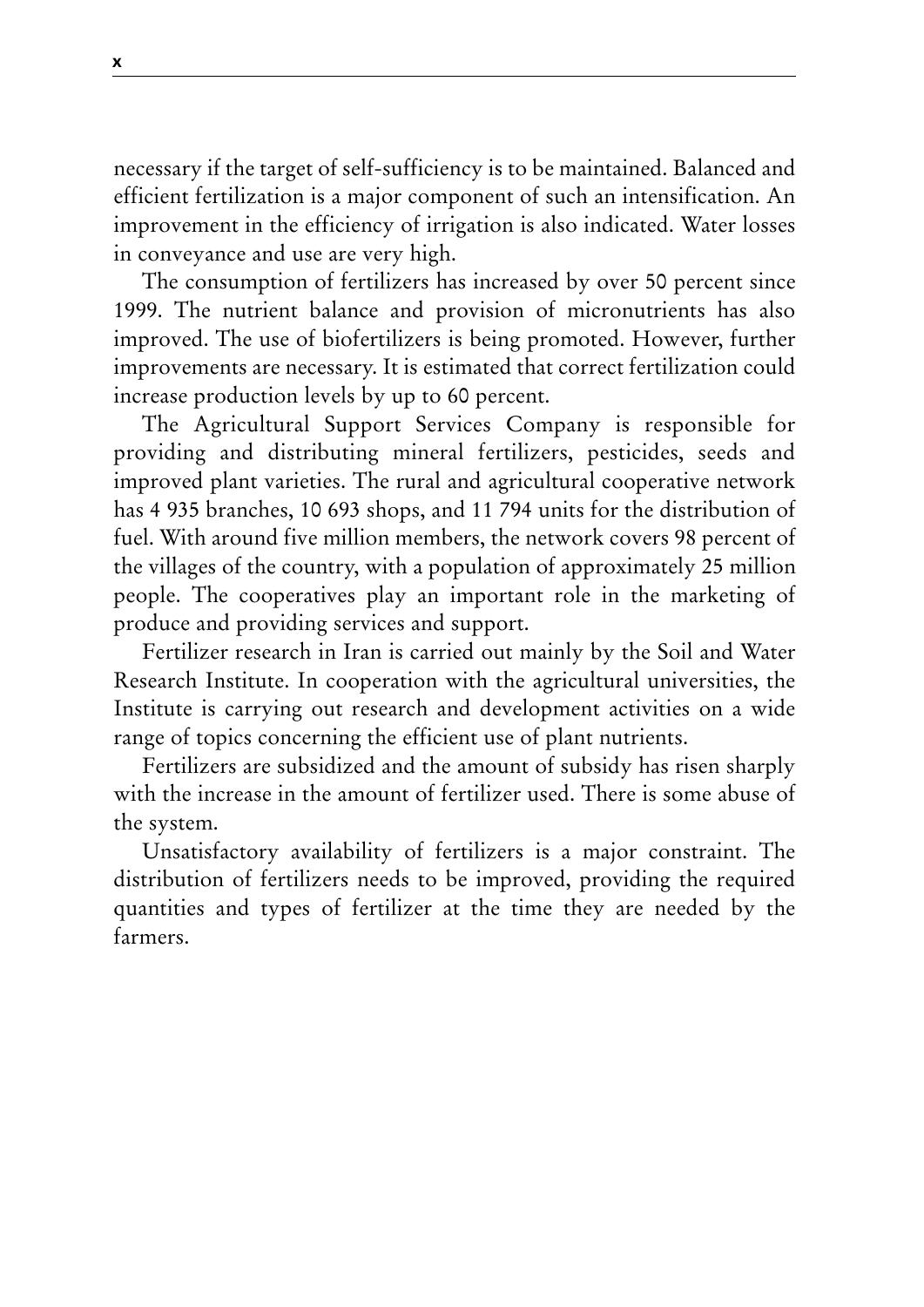necessary if the target of self-sufficiency is to be maintained. Balanced and efficient fertilization is a major component of such an intensification. An improvement in the efficiency of irrigation is also indicated. Water losses in conveyance and use are very high.

The consumption of fertilizers has increased by over 50 percent since 1999. The nutrient balance and provision of micronutrients has also improved. The use of biofertilizers is being promoted. However, further improvements are necessary. It is estimated that correct fertilization could increase production levels by up to 60 percent.

The Agricultural Support Services Company is responsible for providing and distributing mineral fertilizers, pesticides, seeds and improved plant varieties. The rural and agricultural cooperative network has 4 935 branches, 10 693 shops, and 11 794 units for the distribution of fuel. With around five million members, the network covers 98 percent of the villages of the country, with a population of approximately 25 million people. The cooperatives play an important role in the marketing of produce and providing services and support.

Fertilizer research in Iran is carried out mainly by the Soil and Water Research Institute. In cooperation with the agricultural universities, the Institute is carrying out research and development activities on a wide range of topics concerning the efficient use of plant nutrients.

Fertilizers are subsidized and the amount of subsidy has risen sharply with the increase in the amount of fertilizer used. There is some abuse of the system.

Unsatisfactory availability of fertilizers is a major constraint. The distribution of fertilizers needs to be improved, providing the required quantities and types of fertilizer at the time they are needed by the farmers.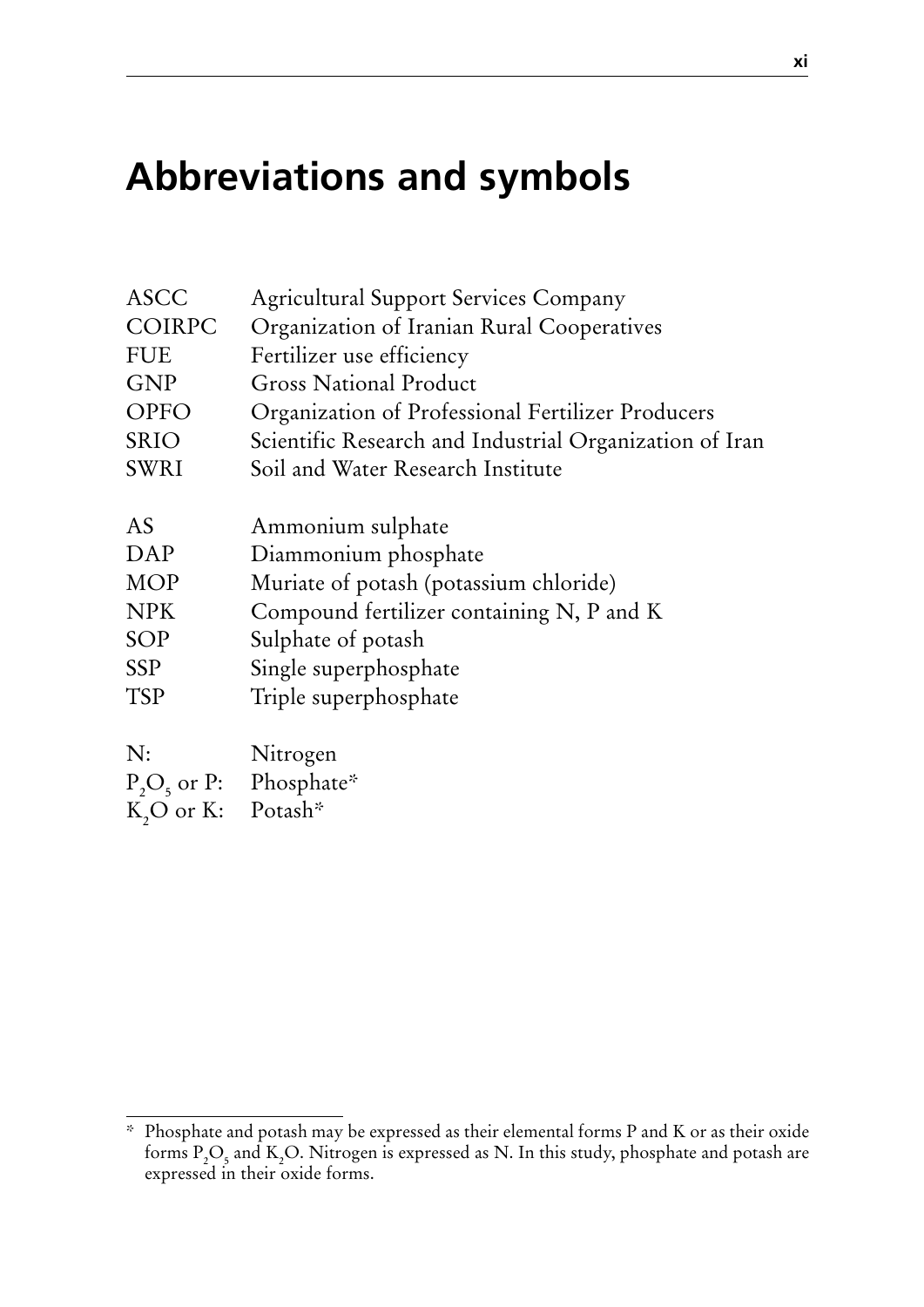# Abbreviations and symbols

| | |
|---|---|
| ASCC | Agricultural Support Services Company |
| COIRPC | Organization of Iranian Rural Cooperatives |
| FUE | Fertilizer use efficiency |
| GNP | Gross National Product |
| OPFO | Organization of Professional Fertilizer Producers |
| SRIO | Scientific Research and Industrial Organization of Iran |
| SWRI | Soil and Water Research Institute |
| | |
| AS | Ammonium sulphate |
| DAP | Diammonium phosphate |
| MOP | Muriate of potash (potassium chloride) |
| NPK | Compound fertilizer containing N, P and K |
| SOP | Sulphate of potash |
| SSP | Single superphosphate |
| TSP | Triple superphosphate |
| | |
| N: | Nitrogen |
| $P_2O_5$ or P: | Phosphate* |
| $K_2O$ or K: | Potash* |

\* Phosphate and potash may be expressed as their elemental forms P and K or as their oxide forms $P_2O_5$ and $K_2O$. Nitrogen is expressed as N. In this study, phosphate and potash are expressed in their oxide forms.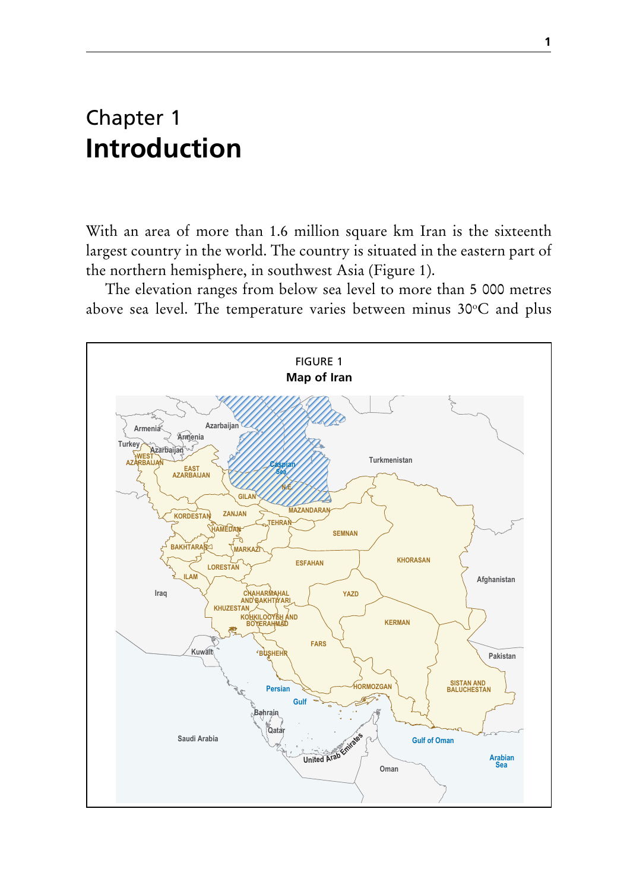# Chapter 1
# Introduction

With an area of more than 1.6 million square km Iran is the sixteenth largest country in the world. The country is situated in the eastern part of the northern hemisphere, in southwest Asia (Figure 1).

The elevation ranges from below sea level to more than 5 000 metres above sea level. The temperature varies between minus 30°C and plus

FIGURE 1
**Map of Iran**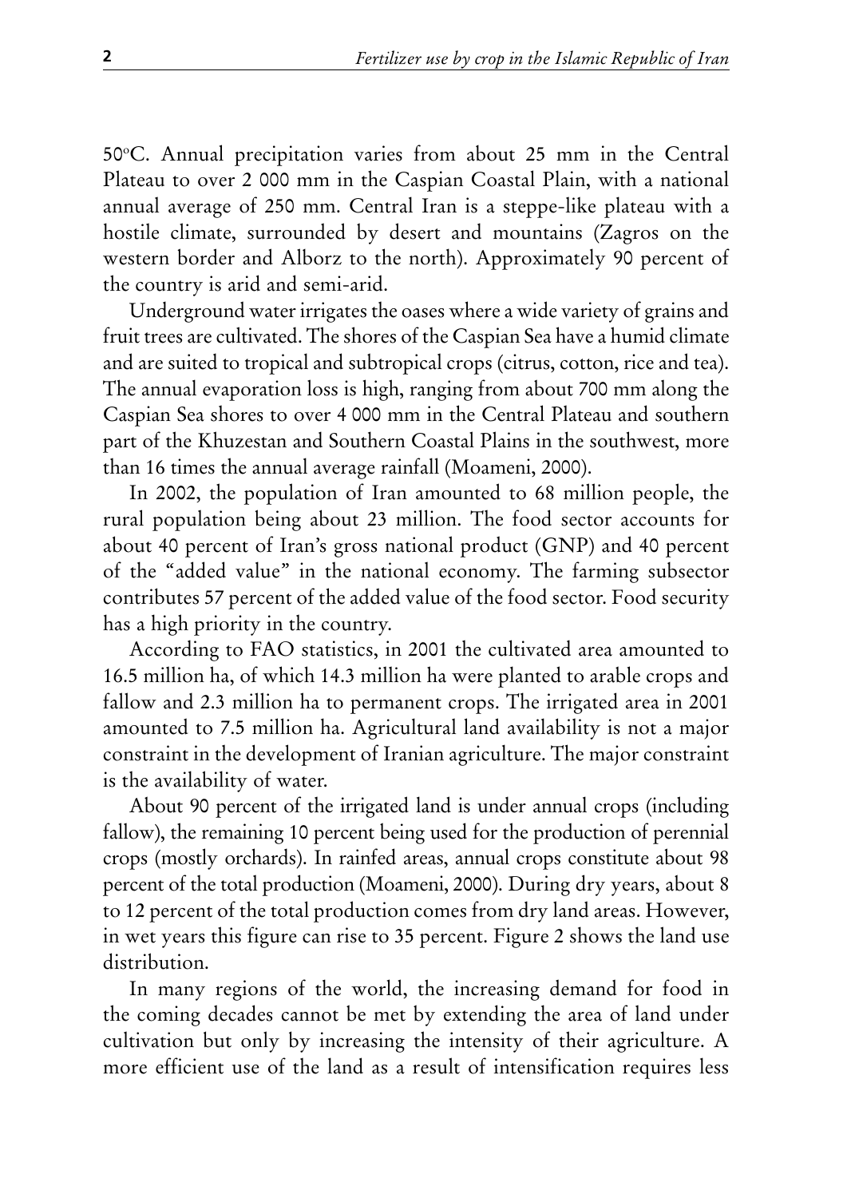50°C. Annual precipitation varies from about 25 mm in the Central Plateau to over 2 000 mm in the Caspian Coastal Plain, with a national annual average of 250 mm. Central Iran is a steppe-like plateau with a hostile climate, surrounded by desert and mountains (Zagros on the western border and Alborz to the north). Approximately 90 percent of the country is arid and semi-arid.

Underground water irrigates the oases where a wide variety of grains and fruit trees are cultivated. The shores of the Caspian Sea have a humid climate and are suited to tropical and subtropical crops (citrus, cotton, rice and tea). The annual evaporation loss is high, ranging from about 700 mm along the Caspian Sea shores to over 4 000 mm in the Central Plateau and southern part of the Khuzestan and Southern Coastal Plains in the southwest, more than 16 times the annual average rainfall (Moameni, 2000).

In 2002, the population of Iran amounted to 68 million people, the rural population being about 23 million. The food sector accounts for about 40 percent of Iran's gross national product (GNP) and 40 percent of the "added value" in the national economy. The farming subsector contributes 57 percent of the added value of the food sector. Food security has a high priority in the country.

According to FAO statistics, in 2001 the cultivated area amounted to 16.5 million ha, of which 14.3 million ha were planted to arable crops and fallow and 2.3 million ha to permanent crops. The irrigated area in 2001 amounted to 7.5 million ha. Agricultural land availability is not a major constraint in the development of Iranian agriculture. The major constraint is the availability of water.

About 90 percent of the irrigated land is under annual crops (including fallow), the remaining 10 percent being used for the production of perennial crops (mostly orchards). In rainfed areas, annual crops constitute about 98 percent of the total production (Moameni, 2000). During dry years, about 8 to 12 percent of the total production comes from dry land areas. However, in wet years this figure can rise to 35 percent. Figure 2 shows the land use distribution.

In many regions of the world, the increasing demand for food in the coming decades cannot be met by extending the area of land under cultivation but only by increasing the intensity of their agriculture. A more efficient use of the land as a result of intensification requires less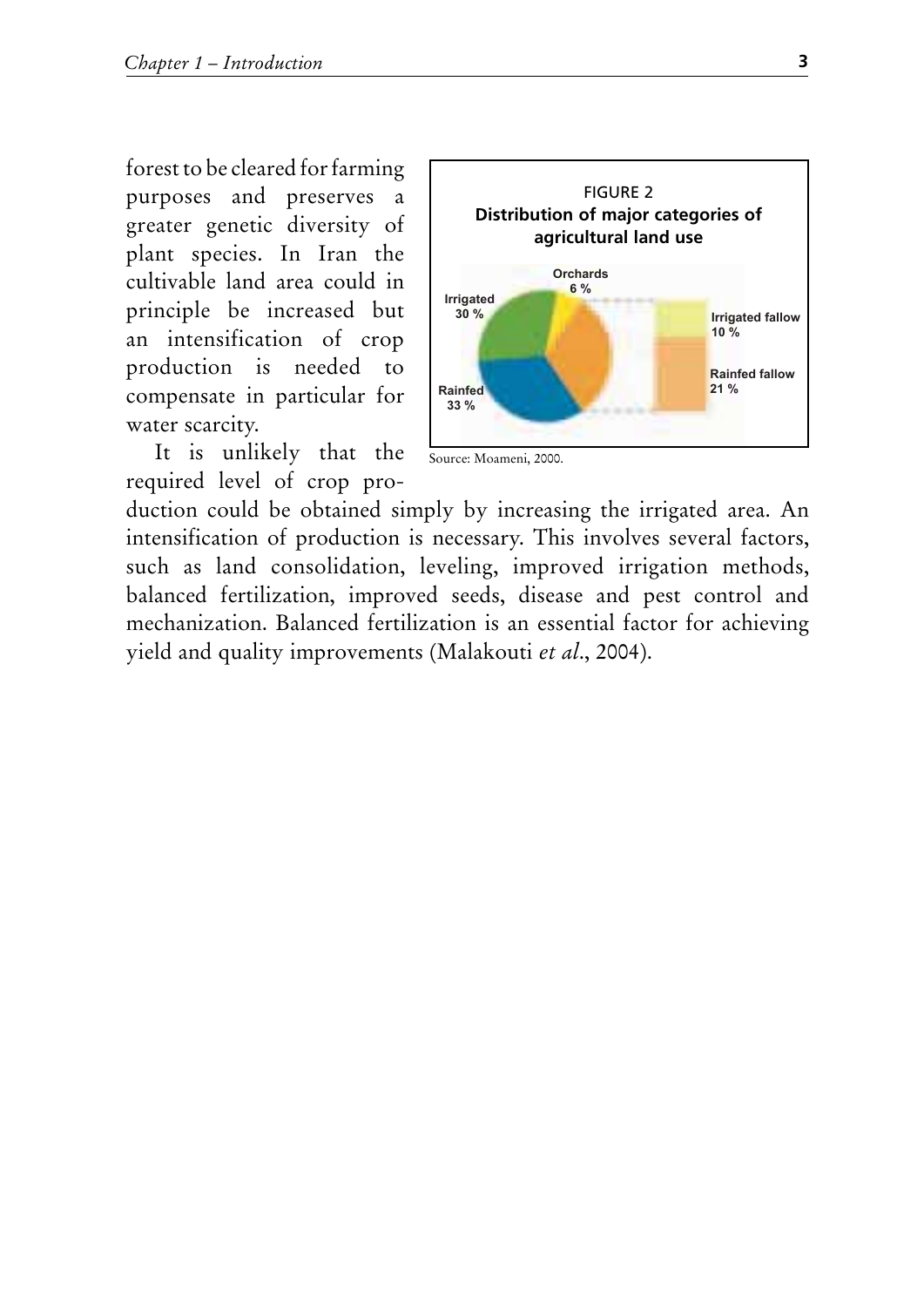forest to be cleared for farming purposes and preserves a greater genetic diversity of plant species. In Iran the cultivable land area could in principle be increased but an intensification of crop production is needed to compensate in particular for water scarcity.

FIGURE 2
**Distribution of major categories of agricultural land use**

Orchards
6 %

Irrigated
30 %

Rainfed
33 %

Irrigated fallow
10 %

Rainfed fallow
21 %

Source: Moameni, 2000.

It is unlikely that the required level of crop production could be obtained simply by increasing the irrigated area. An intensification of production is necessary. This involves several factors, such as land consolidation, leveling, improved irrigation methods, balanced fertilization, improved seeds, disease and pest control and mechanization. Balanced fertilization is an essential factor for achieving yield and quality improvements (Malakouti *et al*., 2004).